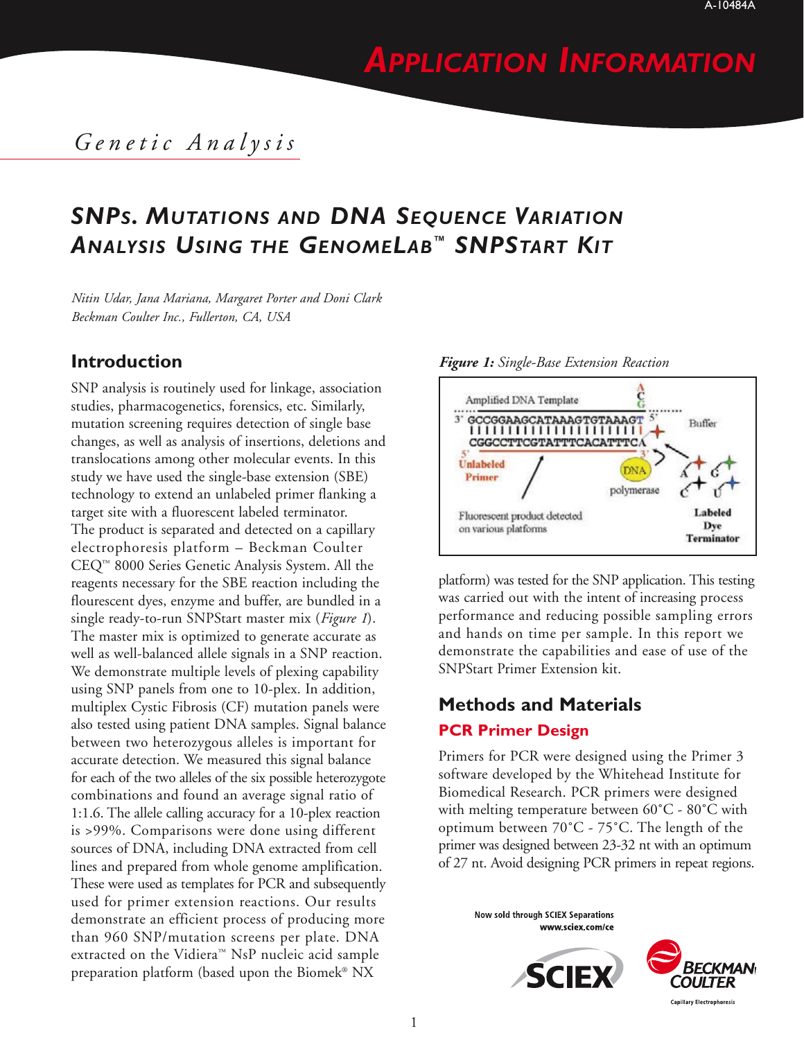# APPLICATION INFORMATION

## Genetic Analysis

# SNPs. Mutations and DNA Sequence Variation Analysis Using the GenomeLab™ SNPStart Kit

*Nitin Udar, Jana Mariana, Margaret Porter and Doni Clark*
*Beckman Coulter Inc., Fullerton, CA, USA*

## Introduction

SNP analysis is routinely used for linkage, association studies, pharmacogenetics, forensics, etc. Similarly, mutation screening requires detection of single base changes, as well as analysis of insertions, deletions and translocations among other molecular events. In this study we have used the single-base extension (SBE) technology to extend an unlabeled primer flanking a target site with a fluorescent labeled terminator. The product is separated and detected on a capillary electrophoresis platform – Beckman Coulter CEQ™ 8000 Series Genetic Analysis System. All the reagents necessary for the SBE reaction including the flourescent dyes, enzyme and buffer, are bundled in a single ready-to-run SNPStart master mix (*Figure 1*). The master mix is optimized to generate accurate as well as well-balanced allele signals in a SNP reaction. We demonstrate multiple levels of plexing capability using SNP panels from one to 10-plex. In addition, multiplex Cystic Fibrosis (CF) mutation panels were also tested using patient DNA samples. Signal balance between two heterozygous alleles is important for accurate detection. We measured this signal balance for each of the two alleles of the six possible heterozygote combinations and found an average signal ratio of 1:1.6. The allele calling accuracy for a 10-plex reaction is >99%. Comparisons were done using different sources of DNA, including DNA extracted from cell lines and prepared from whole genome amplification. These were used as templates for PCR and subsequently used for primer extension reactions. Our results demonstrate an efficient process of producing more than 960 SNP/mutation screens per plate. DNA extracted on the Vidiera™ NsP nucleic acid sample preparation platform (based upon the Biomek® NX platform) was tested for the SNP application. This testing was carried out with the intent of increasing process performance and reducing possible sampling errors and hands on time per sample. In this report we demonstrate the capabilities and ease of use of the SNPStart Primer Extension kit.

***Figure 1:*** *Single-Base Extension Reaction*

## Methods and Materials

### PCR Primer Design

Primers for PCR were designed using the Primer 3 software developed by the Whitehead Institute for Biomedical Research. PCR primers were designed with melting temperature between 60°C - 80°C with optimum between 70°C - 75°C. The length of the primer was designed between 23-32 nt with an optimum of 27 nt. Avoid designing PCR primers in repeat regions.

Now sold through SCIEX Separations
www.sciex.com/ce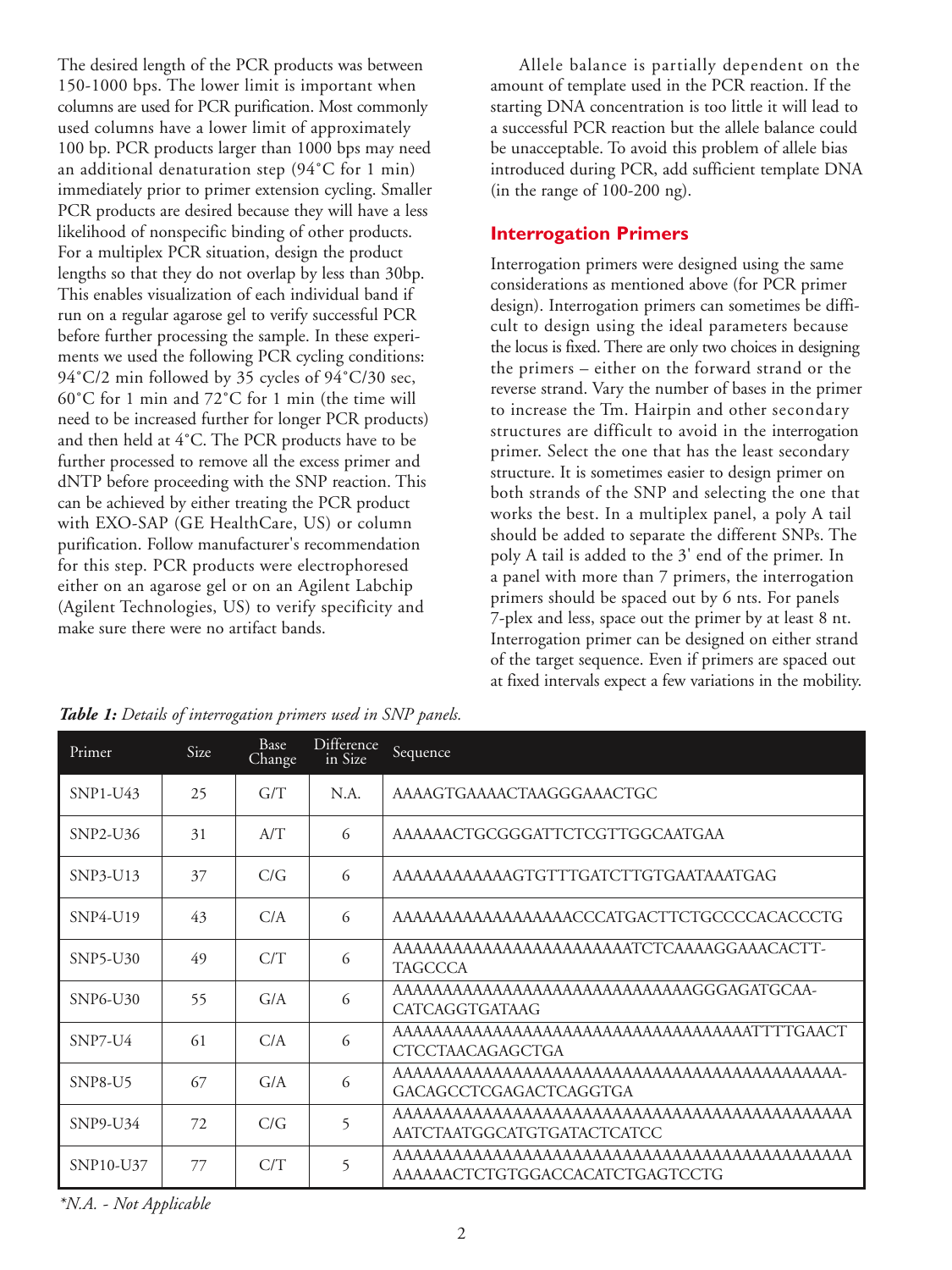The desired length of the PCR products was between 150-1000 bps. The lower limit is important when columns are used for PCR purification. Most commonly used columns have a lower limit of approximately 100 bp. PCR products larger than 1000 bps may need an additional denaturation step (94°C for 1 min) immediately prior to primer extension cycling. Smaller PCR products are desired because they will have a less likelihood of nonspecific binding of other products. For a multiplex PCR situation, design the product lengths so that they do not overlap by less than 30bp. This enables visualization of each individual band if run on a regular agarose gel to verify successful PCR before further processing the sample. In these experiments we used the following PCR cycling conditions: 94°C/2 min followed by 35 cycles of 94°C/30 sec, 60°C for 1 min and 72°C for 1 min (the time will need to be increased further for longer PCR products) and then held at 4°C. The PCR products have to be further processed to remove all the excess primer and dNTP before proceeding with the SNP reaction. This can be achieved by either treating the PCR product with EXO-SAP (GE HealthCare, US) or column purification. Follow manufacturer's recommendation for this step. PCR products were electrophoresed either on an agarose gel or on an Agilent Labchip (Agilent Technologies, US) to verify specificity and make sure there were no artifact bands.

Allele balance is partially dependent on the amount of template used in the PCR reaction. If the starting DNA concentration is too little it will lead to a successful PCR reaction but the allele balance could be unacceptable. To avoid this problem of allele bias introduced during PCR, add sufficient template DNA (in the range of 100-200 ng).

## Interrogation Primers

Interrogation primers were designed using the same considerations as mentioned above (for PCR primer design). Interrogation primers can sometimes be difficult to design using the ideal parameters because the locus is fixed. There are only two choices in designing the primers – either on the forward strand or the reverse strand. Vary the number of bases in the primer to increase the Tm. Hairpin and other secondary structures are difficult to avoid in the interrogation primer. Select the one that has the least secondary structure. It is sometimes easier to design primer on both strands of the SNP and selecting the one that works the best. In a multiplex panel, a poly A tail should be added to separate the different SNPs. The poly A tail is added to the 3' end of the primer. In a panel with more than 7 primers, the interrogation primers should be spaced out by 6 nts. For panels 7-plex and less, space out the primer by at least 8 nt. Interrogation primer can be designed on either strand of the target sequence. Even if primers are spaced out at fixed intervals expect a few variations in the mobility.

***Table 1:*** *Details of interrogation primers used in SNP panels.*

| Primer | Size | Base Change | Difference in Size | Sequence |
|---|---|---|---|---|
| SNP1-U43 | 25 | G/T | N.A. | AAAAGTGAAAACTAAGGGAAACTGC |
| SNP2-U36 | 31 | A/T | 6 | AAAAAACTGCGGGATTCTCGTTGGCAATGAA |
| SNP3-U13 | 37 | C/G | 6 | AAAAAAAAAAAAGTGTTTGATCTTGTGAATAAATGAG |
| SNP4-U19 | 43 | C/A | 6 | AAAAAAAAAAAAAAAAAACCCATGACTTCTGCCCCACACCCTG |
| SNP5-U30 | 49 | C/T | 6 | AAAAAAAAAAAAAAAAAAAAAAAATCTCAAAAGGAAACACTT-TAGCCCA |
| SNP6-U30 | 55 | G/A | 6 | AAAAAAAAAAAAAAAAAAAAAAAAAAAAAAGGGAGATGCAA-CATCAGGTGATAAG |
| SNP7-U4 | 61 | C/A | 6 | AAAAAAAAAAAAAAAAAAAAAAAAAAAAAAAAAAAATTTTGAACT CTCCTAACAGAGCTGA |
| SNP8-U5 | 67 | G/A | 6 | AAAAAAAAAAAAAAAAAAAAAAAAAAAAAAAAAAAAAAAAAAAAA-GACAGCCTCGAGACTCAGGTGA |
| SNP9-U34 | 72 | C/G | 5 | AAAAAAAAAAAAAAAAAAAAAAAAAAAAAAAAAAAAAAAAAAAAAAAA AATCTAATGGCATGTGATACTCATCC |
| SNP10-U37 | 77 | C/T | 5 | AAAAAAAAAAAAAAAAAAAAAAAAAAAAAAAAAAAAAAAAAAAAAAAA AAAAAACTCTGTGGACCACATCTGAGTCCTG |

*\*N.A. - Not Applicable*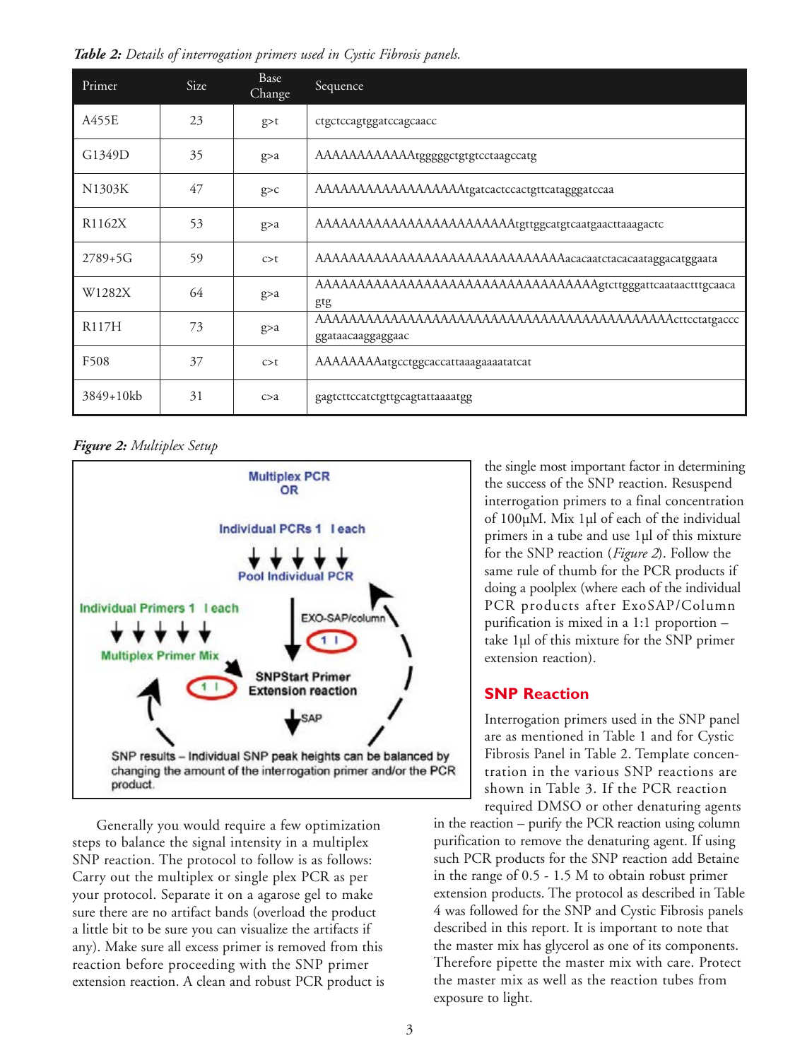*Table 2: Details of interrogation primers used in Cystic Fibrosis panels.*

| Primer | Size | Base Change | Sequence |
|---|---|---|---|
| A455E | 23 | g>t | ctgctccagtggatccagcaacc |
| G1349D | 35 | g>a | AAAAAAAAAAAAtgggggctgtgtcctaagccatg |
| N1303K | 47 | g>c | AAAAAAAAAAAAAAAAAtgatcactccactgttcatagggatccaa |
| R1162X | 53 | g>a | AAAAAAAAAAAAAAAAAAAAAAAAtgttggcatgtcaatgaacttaaagactc |
| 2789+5G | 59 | c>t | AAAAAAAAAAAAAAAAAAAAAAAAAAAAAAacacaatctacacaataggacatggaata |
| W1282X | 64 | g>a | AAAAAAAAAAAAAAAAAAAAAAAAAAAAAAAAAAgtcttgggattcaataactttgcaacagtg |
| R117H | 73 | g>a | AAAAAAAAAAAAAAAAAAAAAAAAAAAAAAAAAAAAAAAAAAActtcctatgacccggataacaaggaggaac |
| F508 | 37 | c>t | AAAAAAAAatgcctggcaccattaaagaaaatatcat |
| 3849+10kb | 31 | c>a | gagtcttccatctgttgcagtattaaaatgg |

*Figure 2: Multiplex Setup*

Multiplex PCR OR Individual PCRs 1 l each → Pool Individual PCR → EXO-SAP/column → 1 l; Individual Primers 1 l each → Multiplex Primer Mix → 1 l → SNPStart Primer Extension reaction → SAP → SNP results – Individual SNP peak heights can be balanced by changing the amount of the interrogation primer and/or the PCR product.

Generally you would require a few optimization steps to balance the signal intensity in a multiplex SNP reaction. The protocol to follow is as follows: Carry out the multiplex or single plex PCR as per your protocol. Separate it on a agarose gel to make sure there are no artifact bands (overload the product a little bit to be sure you can visualize the artifacts if any). Make sure all excess primer is removed from this reaction before proceeding with the SNP primer extension reaction. A clean and robust PCR product is the single most important factor in determining the success of the SNP reaction. Resuspend interrogation primers to a final concentration of 100µM. Mix 1µl of each of the individual primers in a tube and use 1µl of this mixture for the SNP reaction (*Figure 2*). Follow the same rule of thumb for the PCR products if doing a poolplex (where each of the individual PCR products after ExoSAP/Column purification is mixed in a 1:1 proportion – take 1µl of this mixture for the SNP primer extension reaction).

## SNP Reaction

Interrogation primers used in the SNP panel are as mentioned in Table 1 and for Cystic Fibrosis Panel in Table 2. Template concentration in the various SNP reactions are shown in Table 3. If the PCR reaction required DMSO or other denaturing agents in the reaction – purify the PCR reaction using column purification to remove the denaturing agent. If using such PCR products for the SNP reaction add Betaine in the range of 0.5 - 1.5 M to obtain robust primer extension products. The protocol as described in Table 4 was followed for the SNP and Cystic Fibrosis panels described in this report. It is important to note that the master mix has glycerol as one of its components. Therefore pipette the master mix with care. Protect the master mix as well as the reaction tubes from exposure to light.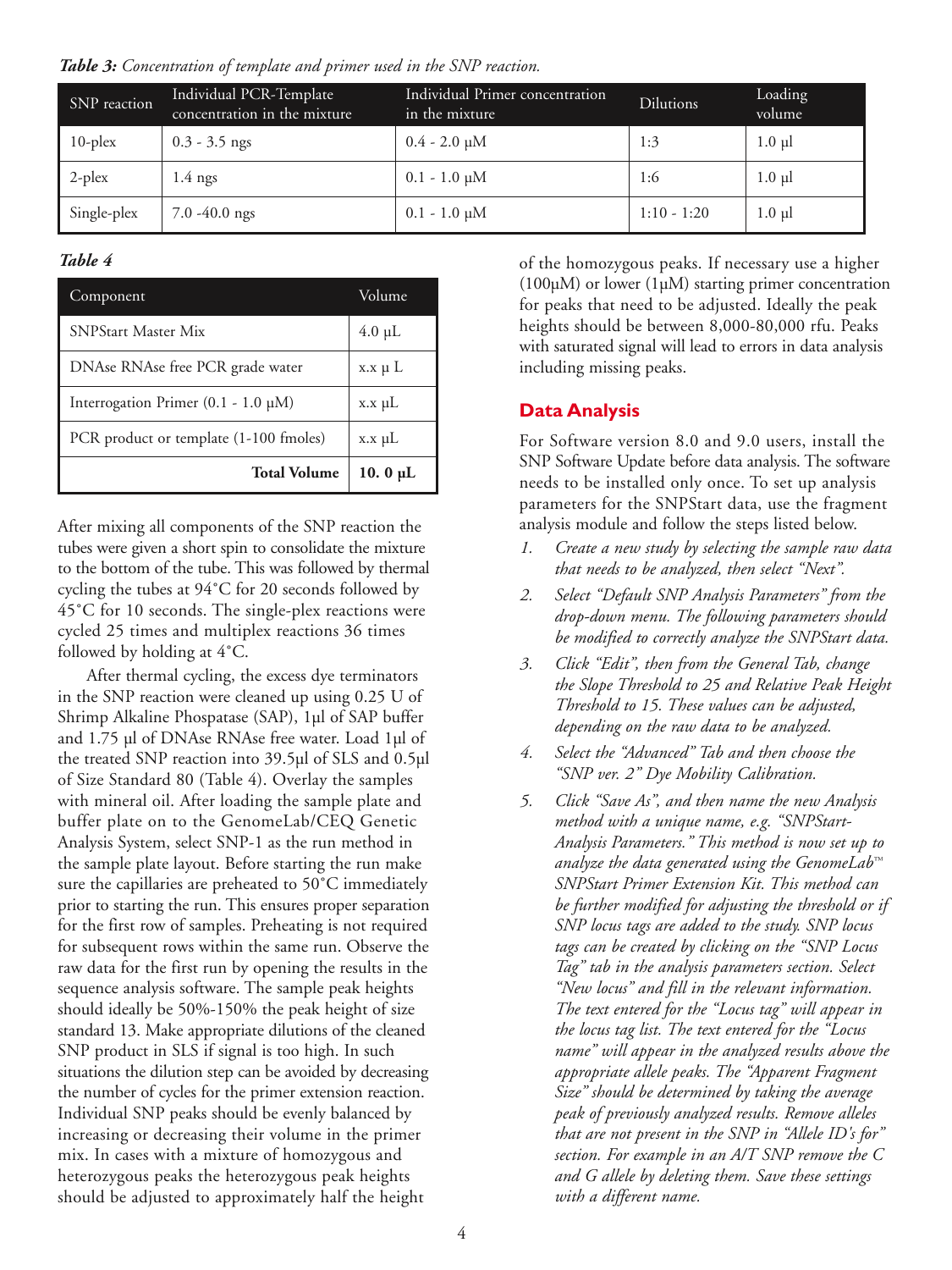***Table 3:*** *Concentration of template and primer used in the SNP reaction.*

| SNP reaction | Individual PCR-Template concentration in the mixture | Individual Primer concentration in the mixture | Dilutions | Loading volume |
|---|---|---|---|---|
| 10-plex | 0.3 - 3.5 ngs | 0.4 - 2.0 µM | 1:3 | 1.0 µl |
| 2-plex | 1.4 ngs | 0.1 - 1.0 µM | 1:6 | 1.0 µl |
| Single-plex | 7.0 -40.0 ngs | 0.1 - 1.0 µM | 1:10 - 1:20 | 1.0 µl |

***Table 4***

| Component | Volume |
|---|---|
| SNPStart Master Mix | 4.0 µL |
| DNAse RNAse free PCR grade water | x.x µ L |
| Interrogation Primer (0.1 - 1.0 µM) | x.x µL |
| PCR product or template (1-100 fmoles) | x.x µL |
| **Total Volume** | **10. 0 µL** |

After mixing all components of the SNP reaction the tubes were given a short spin to consolidate the mixture to the bottom of the tube. This was followed by thermal cycling the tubes at 94˚C for 20 seconds followed by 45˚C for 10 seconds. The single-plex reactions were cycled 25 times and multiplex reactions 36 times followed by holding at 4˚C.

After thermal cycling, the excess dye terminators in the SNP reaction were cleaned up using 0.25 U of Shrimp Alkaline Phospatase (SAP), 1µl of SAP buffer and 1.75 µl of DNAse RNAse free water. Load 1µl of the treated SNP reaction into 39.5µl of SLS and 0.5µl of Size Standard 80 (Table 4). Overlay the samples with mineral oil. After loading the sample plate and buffer plate on to the GenomeLab/CEQ Genetic Analysis System, select SNP-1 as the run method in the sample plate layout. Before starting the run make sure the capillaries are preheated to 50˚C immediately prior to starting the run. This ensures proper separation for the first row of samples. Preheating is not required for subsequent rows within the same run. Observe the raw data for the first run by opening the results in the sequence analysis software. The sample peak heights should ideally be 50%-150% the peak height of size standard 13. Make appropriate dilutions of the cleaned SNP product in SLS if signal is too high. In such situations the dilution step can be avoided by decreasing the number of cycles for the primer extension reaction. Individual SNP peaks should be evenly balanced by increasing or decreasing their volume in the primer mix. In cases with a mixture of homozygous and heterozygous peaks the heterozygous peak heights should be adjusted to approximately half the height of the homozygous peaks. If necessary use a higher (100µM) or lower (1µM) starting primer concentration for peaks that need to be adjusted. Ideally the peak heights should be between 8,000-80,000 rfu. Peaks with saturated signal will lead to errors in data analysis including missing peaks.

## Data Analysis

For Software version 8.0 and 9.0 users, install the SNP Software Update before data analysis. The software needs to be installed only once. To set up analysis parameters for the SNPStart data, use the fragment analysis module and follow the steps listed below.

1. *Create a new study by selecting the sample raw data that needs to be analyzed, then select "Next".*
2. *Select "Default SNP Analysis Parameters" from the drop-down menu. The following parameters should be modified to correctly analyze the SNPStart data.*
3. *Click "Edit", then from the General Tab, change the Slope Threshold to 25 and Relative Peak Height Threshold to 15. These values can be adjusted, depending on the raw data to be analyzed.*
4. *Select the "Advanced" Tab and then choose the "SNP ver. 2" Dye Mobility Calibration.*
5. *Click "Save As", and then name the new Analysis method with a unique name, e.g. "SNPStart-Analysis Parameters." This method is now set up to analyze the data generated using the GenomeLab™ SNPStart Primer Extension Kit. This method can be further modified for adjusting the threshold or if SNP locus tags are added to the study. SNP locus tags can be created by clicking on the "SNP Locus Tag" tab in the analysis parameters section. Select "New locus" and fill in the relevant information. The text entered for the "Locus tag" will appear in the locus tag list. The text entered for the "Locus name" will appear in the analyzed results above the appropriate allele peaks. The "Apparent Fragment Size" should be determined by taking the average peak of previously analyzed results. Remove alleles that are not present in the SNP in "Allele ID's for" section. For example in an A/T SNP remove the C and G allele by deleting them. Save these settings with a different name.*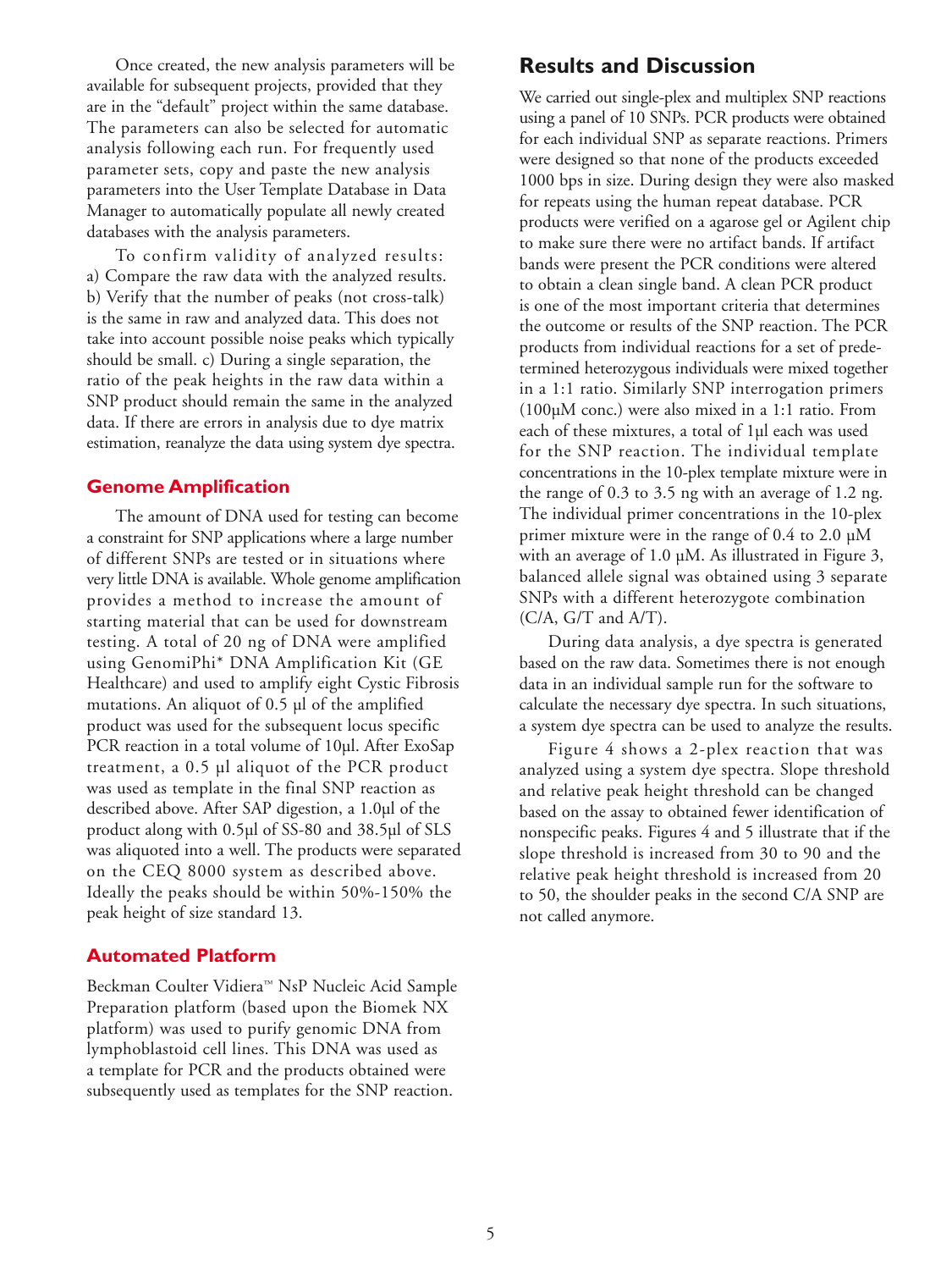Once created, the new analysis parameters will be available for subsequent projects, provided that they are in the "default" project within the same database. The parameters can also be selected for automatic analysis following each run. For frequently used parameter sets, copy and paste the new analysis parameters into the User Template Database in Data Manager to automatically populate all newly created databases with the analysis parameters.

To confirm validity of analyzed results: a) Compare the raw data with the analyzed results. b) Verify that the number of peaks (not cross-talk) is the same in raw and analyzed data. This does not take into account possible noise peaks which typically should be small. c) During a single separation, the ratio of the peak heights in the raw data within a SNP product should remain the same in the analyzed data. If there are errors in analysis due to dye matrix estimation, reanalyze the data using system dye spectra.

### Genome Amplification

The amount of DNA used for testing can become a constraint for SNP applications where a large number of different SNPs are tested or in situations where very little DNA is available. Whole genome amplification provides a method to increase the amount of starting material that can be used for downstream testing. A total of 20 ng of DNA were amplified using GenomiPhi* DNA Amplification Kit (GE Healthcare) and used to amplify eight Cystic Fibrosis mutations. An aliquot of 0.5 µl of the amplified product was used for the subsequent locus specific PCR reaction in a total volume of 10µl. After ExoSap treatment, a 0.5 µl aliquot of the PCR product was used as template in the final SNP reaction as described above. After SAP digestion, a 1.0µl of the product along with 0.5µl of SS-80 and 38.5µl of SLS was aliquoted into a well. The products were separated on the CEQ 8000 system as described above. Ideally the peaks should be within 50%-150% the peak height of size standard 13.

### Automated Platform

Beckman Coulter Vidiera™ NsP Nucleic Acid Sample Preparation platform (based upon the Biomek NX platform) was used to purify genomic DNA from lymphoblastoid cell lines. This DNA was used as a template for PCR and the products obtained were subsequently used as templates for the SNP reaction.

## Results and Discussion

We carried out single-plex and multiplex SNP reactions using a panel of 10 SNPs. PCR products were obtained for each individual SNP as separate reactions. Primers were designed so that none of the products exceeded 1000 bps in size. During design they were also masked for repeats using the human repeat database. PCR products were verified on a agarose gel or Agilent chip to make sure there were no artifact bands. If artifact bands were present the PCR conditions were altered to obtain a clean single band. A clean PCR product is one of the most important criteria that determines the outcome or results of the SNP reaction. The PCR products from individual reactions for a set of predetermined heterozygous individuals were mixed together in a 1:1 ratio. Similarly SNP interrogation primers (100µM conc.) were also mixed in a 1:1 ratio. From each of these mixtures, a total of 1µl each was used for the SNP reaction. The individual template concentrations in the 10-plex template mixture were in the range of 0.3 to 3.5 ng with an average of 1.2 ng. The individual primer concentrations in the 10-plex primer mixture were in the range of 0.4 to 2.0 µM with an average of 1.0 µM. As illustrated in Figure 3, balanced allele signal was obtained using 3 separate SNPs with a different heterozygote combination (C/A, G/T and A/T).

During data analysis, a dye spectra is generated based on the raw data. Sometimes there is not enough data in an individual sample run for the software to calculate the necessary dye spectra. In such situations, a system dye spectra can be used to analyze the results.

Figure 4 shows a 2-plex reaction that was analyzed using a system dye spectra. Slope threshold and relative peak height threshold can be changed based on the assay to obtained fewer identification of nonspecific peaks. Figures 4 and 5 illustrate that if the slope threshold is increased from 30 to 90 and the relative peak height threshold is increased from 20 to 50, the shoulder peaks in the second C/A SNP are not called anymore.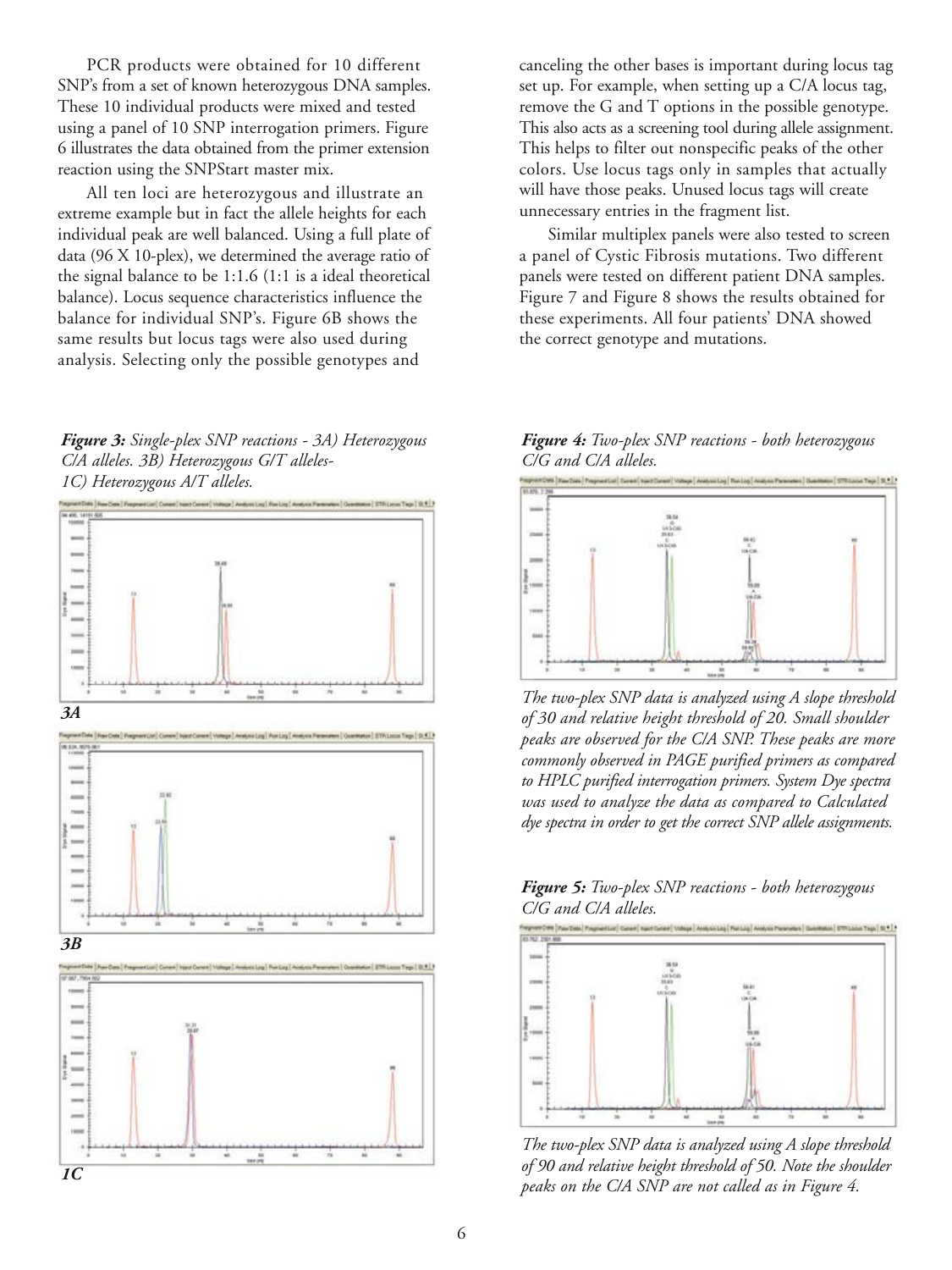PCR products were obtained for 10 different SNP's from a set of known heterozygous DNA samples. These 10 individual products were mixed and tested using a panel of 10 SNP interrogation primers. Figure 6 illustrates the data obtained from the primer extension reaction using the SNPStart master mix.

All ten loci are heterozygous and illustrate an extreme example but in fact the allele heights for each individual peak are well balanced. Using a full plate of data (96 X 10-plex), we determined the average ratio of the signal balance to be 1:1.6 (1:1 is a ideal theoretical balance). Locus sequence characteristics influence the balance for individual SNP's. Figure 6B shows the same results but locus tags were also used during analysis. Selecting only the possible genotypes and canceling the other bases is important during locus tag set up. For example, when setting up a C/A locus tag, remove the G and T options in the possible genotype. This also acts as a screening tool during allele assignment. This helps to filter out nonspecific peaks of the other colors. Use locus tags only in samples that actually will have those peaks. Unused locus tags will create unnecessary entries in the fragment list.

Similar multiplex panels were also tested to screen a panel of Cystic Fibrosis mutations. Two different panels were tested on different patient DNA samples. Figure 7 and Figure 8 shows the results obtained for these experiments. All four patients' DNA showed the correct genotype and mutations.

***Figure 3:*** *Single-plex SNP reactions - 3A) Heterozygous C/A alleles. 3B) Heterozygous G/T alleles- 1C) Heterozygous A/T alleles.*

*3A*

*3B*

*1C*

***Figure 4:*** *Two-plex SNP reactions - both heterozygous C/G and C/A alleles.*

*The two-plex SNP data is analyzed using A slope threshold of 30 and relative height threshold of 20. Small shoulder peaks are observed for the C/A SNP. These peaks are more commonly observed in PAGE purified primers as compared to HPLC purified interrogation primers. System Dye spectra was used to analyze the data as compared to Calculated dye spectra in order to get the correct SNP allele assignments.*

***Figure 5:*** *Two-plex SNP reactions - both heterozygous C/G and C/A alleles.*

*The two-plex SNP data is analyzed using A slope threshold of 90 and relative height threshold of 50. Note the shoulder peaks on the C/A SNP are not called as in Figure 4.*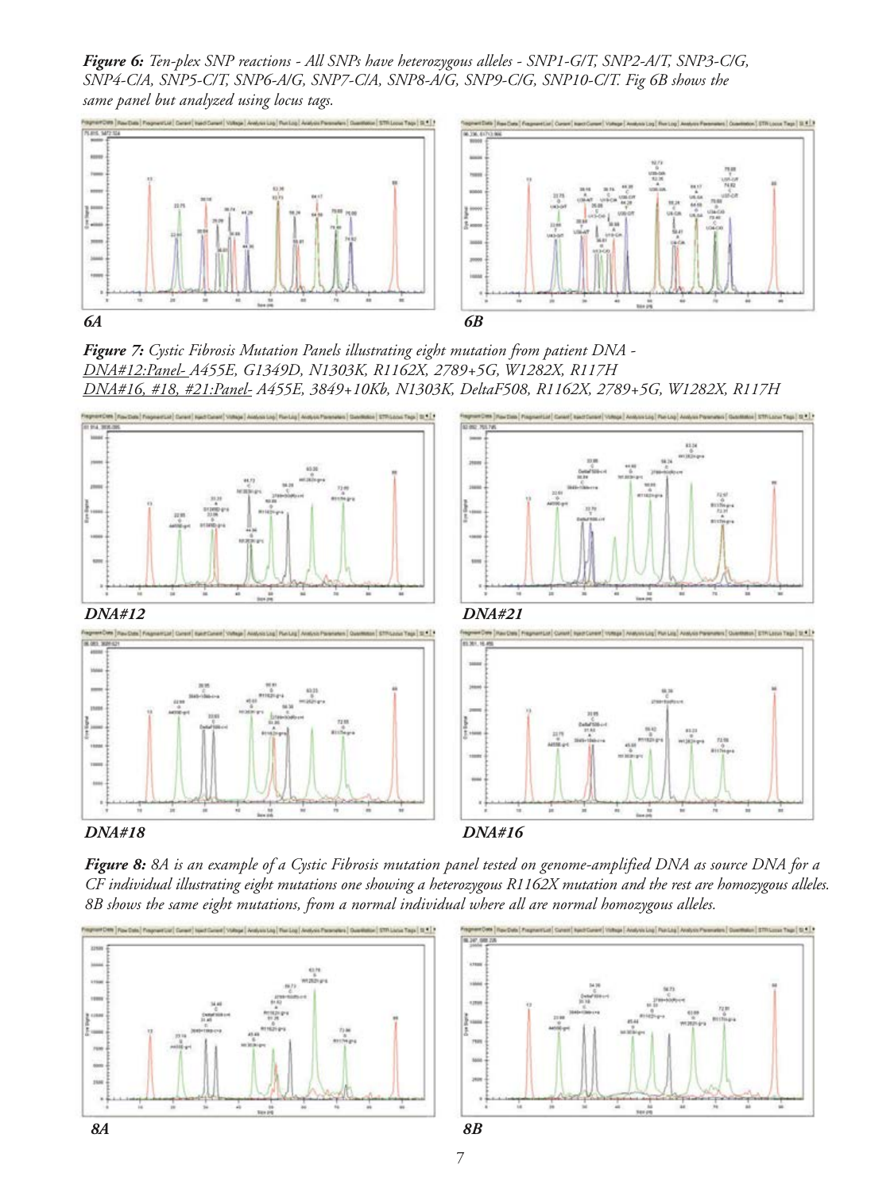***Figure 6:** Ten-plex SNP reactions - All SNPs have heterozygous alleles - SNP1-G/T, SNP2-A/T, SNP3-C/G, SNP4-C/A, SNP5-C/T, SNP6-A/G, SNP7-C/A, SNP8-A/G, SNP9-C/G, SNP10-C/T. Fig 6B shows the same panel but analyzed using locus tags.*

***6A*** ***6B***

***Figure 7:** Cystic Fibrosis Mutation Panels illustrating eight mutation from patient DNA -*
*DNA#12:Panel- A455E, G1349D, N1303K, R1162X, 2789+5G, W1282X, R117H*
*DNA#16, #18, #21:Panel- A455E, 3849+10Kb, N1303K, DeltaF508, R1162X, 2789+5G, W1282X, R117H*

***DNA#12*** ***DNA#21***

***DNA#18*** ***DNA#16***

***Figure 8:** 8A is an example of a Cystic Fibrosis mutation panel tested on genome-amplified DNA as source DNA for a CF individual illustrating eight mutations one showing a heterozygous R1162X mutation and the rest are homozygous alleles. 8B shows the same eight mutations, from a normal individual where all are normal homozygous alleles.*

***8A*** ***8B***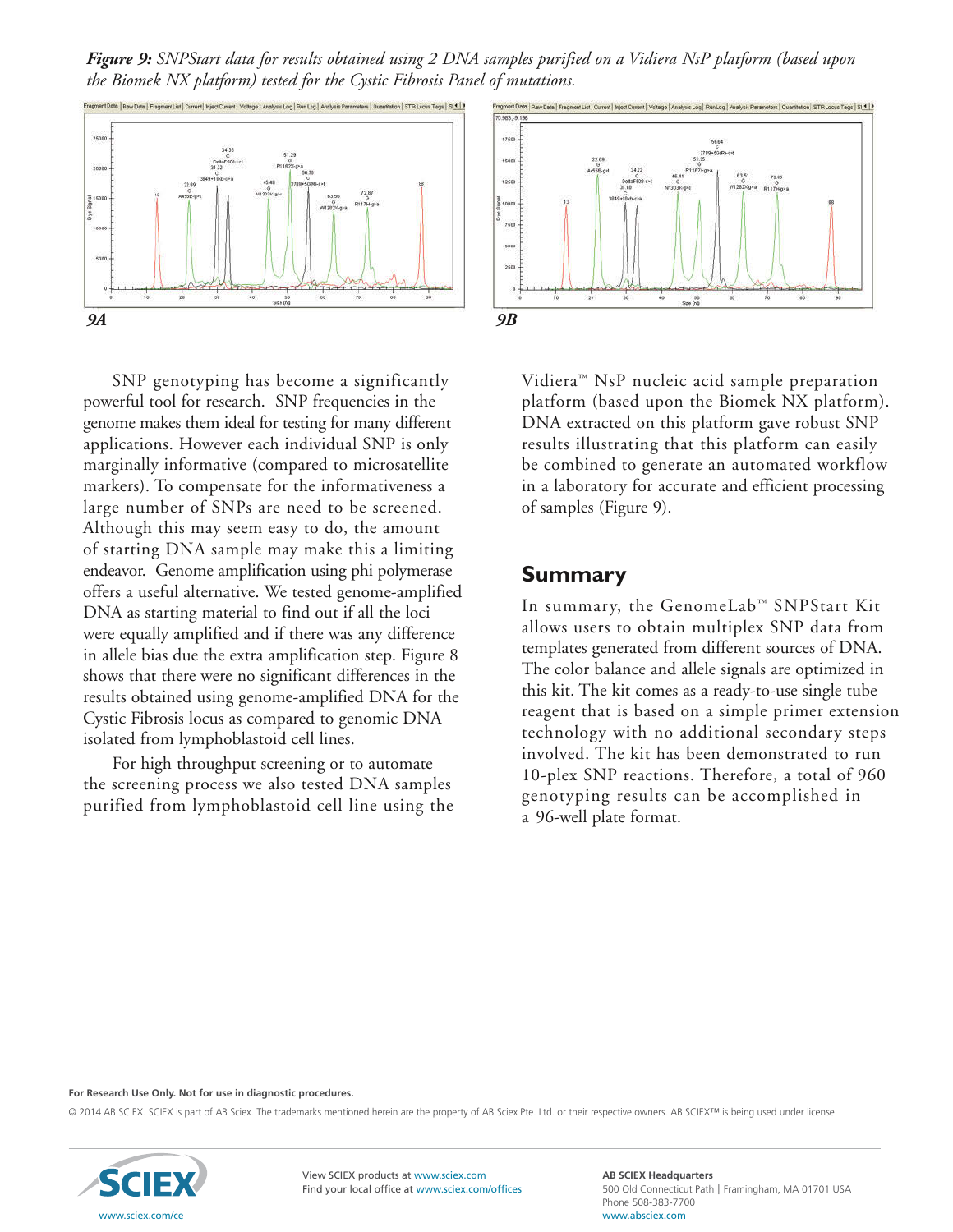*Figure 9: SNPStart data for results obtained using 2 DNA samples purified on a Vidiera NsP platform (based upon the Biomek NX platform) tested for the Cystic Fibrosis Panel of mutations.*

Fragment Data | Raw Data | Fragment List | Current | Inject Current | Voltage | Analysis Log | Run Log | Analysis Parameters | Quantitation | STR Locus Tags

25000
20000
15000
10000
5000
0
Dye Signal
0 10 20 30 40 50 60 70 80 90
Size (nt)

13
22.89 G A455E-g-t
31.32 C 3849+10kb-c-a
34.36 C DeltaF508-c-t
45.48 G N1303K-g-c
51.29 G R1162X-g-a
56.79 C 2789+5G(R)-c-t
63.56 G W1282X-g-a
72.87 G R117H-g-a
88

**9A**

Fragment Data | Raw Data | Fragment List | Current | Inject Current | Voltage | Analysis Log | Run Log | Analysis Parameters | Quantitation | STR Locus Tags

70.983, 9.196

17500
15000
12500
10000
7500
5000
2500
0
Dye Signal
0 10 20 30 40 50 60 70 80 90
Size (nt)

13
22.89 G A455E-g-t
31.18 C 3849+10kb-c-a
34.72 C DeltaF508-c-t
45.41 G N1303K-g-c
51.35 G R1162X-g-a
56.64 C 2789+5G(R)-c-t
63.51 G W1282X-g-a
72.86 G R117H-g-a
88

**9B**

SNP genotyping has become a significantly powerful tool for research. SNP frequencies in the genome makes them ideal for testing for many different applications. However each individual SNP is only marginally informative (compared to microsatellite markers). To compensate for the informativeness a large number of SNPs are need to be screened. Although this may seem easy to do, the amount of starting DNA sample may make this a limiting endeavor. Genome amplification using phi polymerase offers a useful alternative. We tested genome-amplified DNA as starting material to find out if all the loci were equally amplified and if there was any difference in allele bias due the extra amplification step. Figure 8 shows that there were no significant differences in the results obtained using genome-amplified DNA for the Cystic Fibrosis locus as compared to genomic DNA isolated from lymphoblastoid cell lines.

For high throughput screening or to automate the screening process we also tested DNA samples purified from lymphoblastoid cell line using the Vidiera™ NsP nucleic acid sample preparation platform (based upon the Biomek NX platform). DNA extracted on this platform gave robust SNP results illustrating that this platform can easily be combined to generate an automated workflow in a laboratory for accurate and efficient processing of samples (Figure 9).

## Summary

In summary, the GenomeLab™ SNPStart Kit allows users to obtain multiplex SNP data from templates generated from different sources of DNA. The color balance and allele signals are optimized in this kit. The kit comes as a ready-to-use single tube reagent that is based on a simple primer extension technology with no additional secondary steps involved. The kit has been demonstrated to run 10-plex SNP reactions. Therefore, a total of 960 genotyping results can be accomplished in a 96-well plate format.

**For Research Use Only. Not for use in diagnostic procedures.**

© 2014 AB SCIEX. SCIEX is part of AB Sciex. The trademarks mentioned herein are the property of AB Sciex Pte. Ltd. or their respective owners. AB SCIEX™ is being used under license.

SCIEX
www.sciex.com/ce

View SCIEX products at www.sciex.com
Find your local office at www.sciex.com/offices

**AB SCIEX Headquarters**
500 Old Connecticut Path | Framingham, MA 01701 USA
Phone 508-383-7700
www.absciex.com